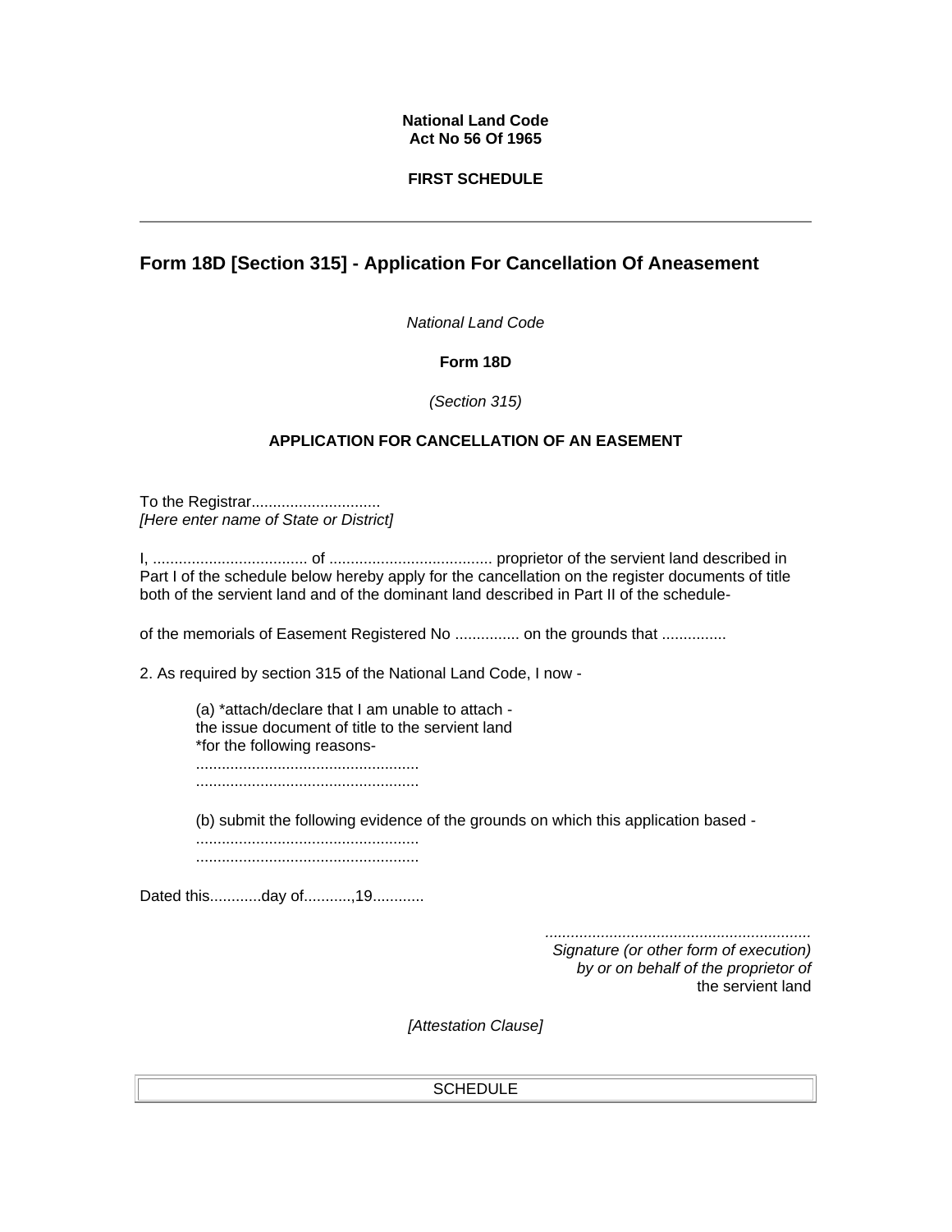**National Land Code**
**Act No 56 Of 1965**

**FIRST SCHEDULE**

---

## Form 18D [Section 315] - Application For Cancellation Of Aneasement

*National Land Code*

**Form 18D**

*(Section 315)*

**APPLICATION FOR CANCELLATION OF AN EASEMENT**

To the Registrar..............................
*[Here enter name of State or District]*

I, .................................... of ...................................... proprietor of the servient land described in Part I of the schedule below hereby apply for the cancellation on the register documents of title both of the servient land and of the dominant land described in Part II of the schedule-

of the memorials of Easement Registered No ............... on the grounds that ...............

2. As required by section 315 of the National Land Code, I now -

> (a) *attach/declare that I am unable to attach -
> the issue document of title to the servient land
> *for the following reasons-
> ....................................................
> ....................................................
>
> (b) submit the following evidence of the grounds on which this application based -
> ....................................................
> ....................................................

Dated this............day of...........,19............

.............................................................
*Signature (or other form of execution)*
*by or on behalf of the proprietor of*
the servient land

*[Attestation Clause]*

| SCHEDULE |
| --- |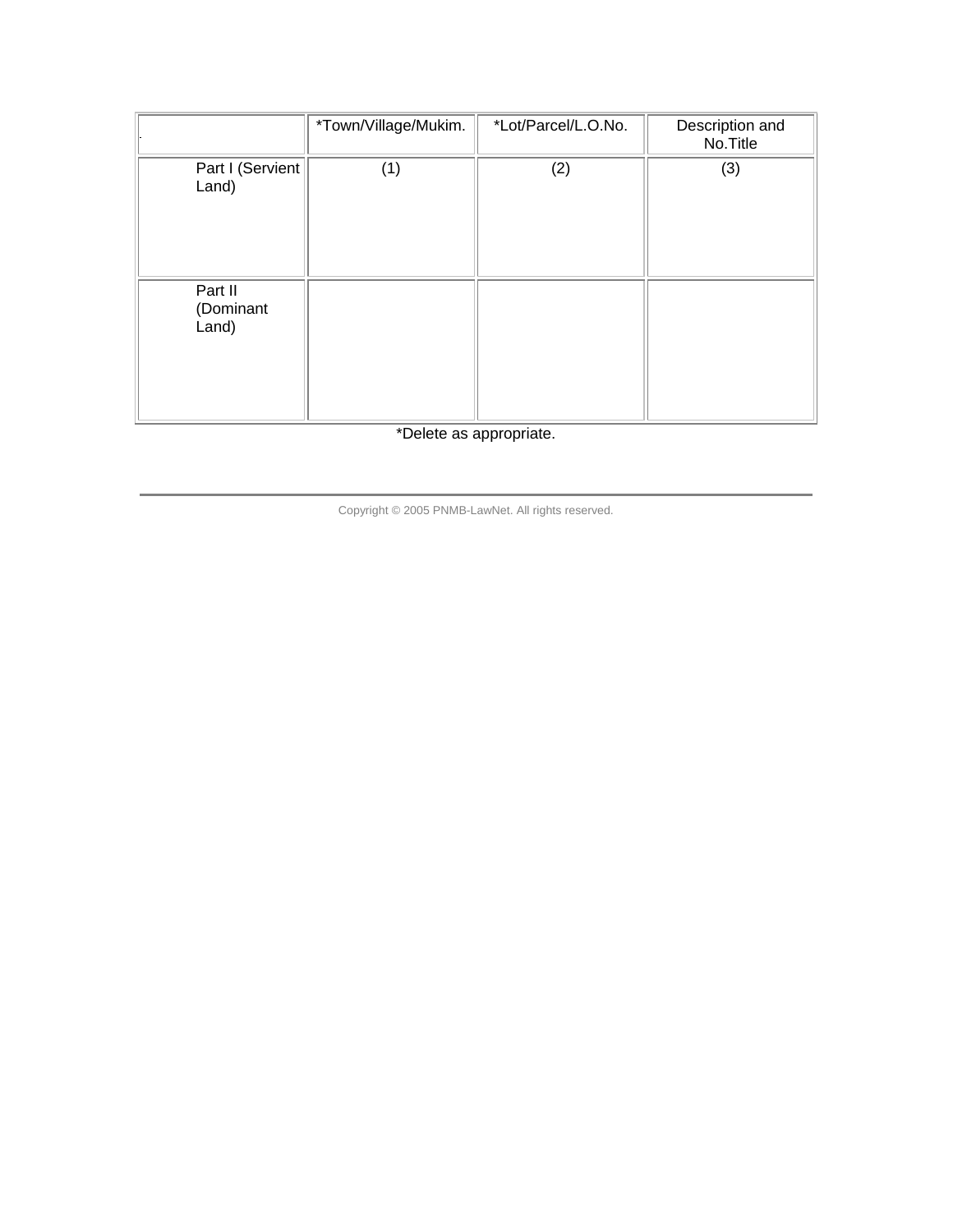| | *Town/Village/Mukim. | *Lot/Parcel/L.O.No. | Description and No.Title |
|---|---|---|---|
| Part I (Servient Land) | (1) | (2) | (3) |
| Part II (Dominant Land) | | | |

*Delete as appropriate.

Copyright © 2005 PNMB-LawNet. All rights reserved.